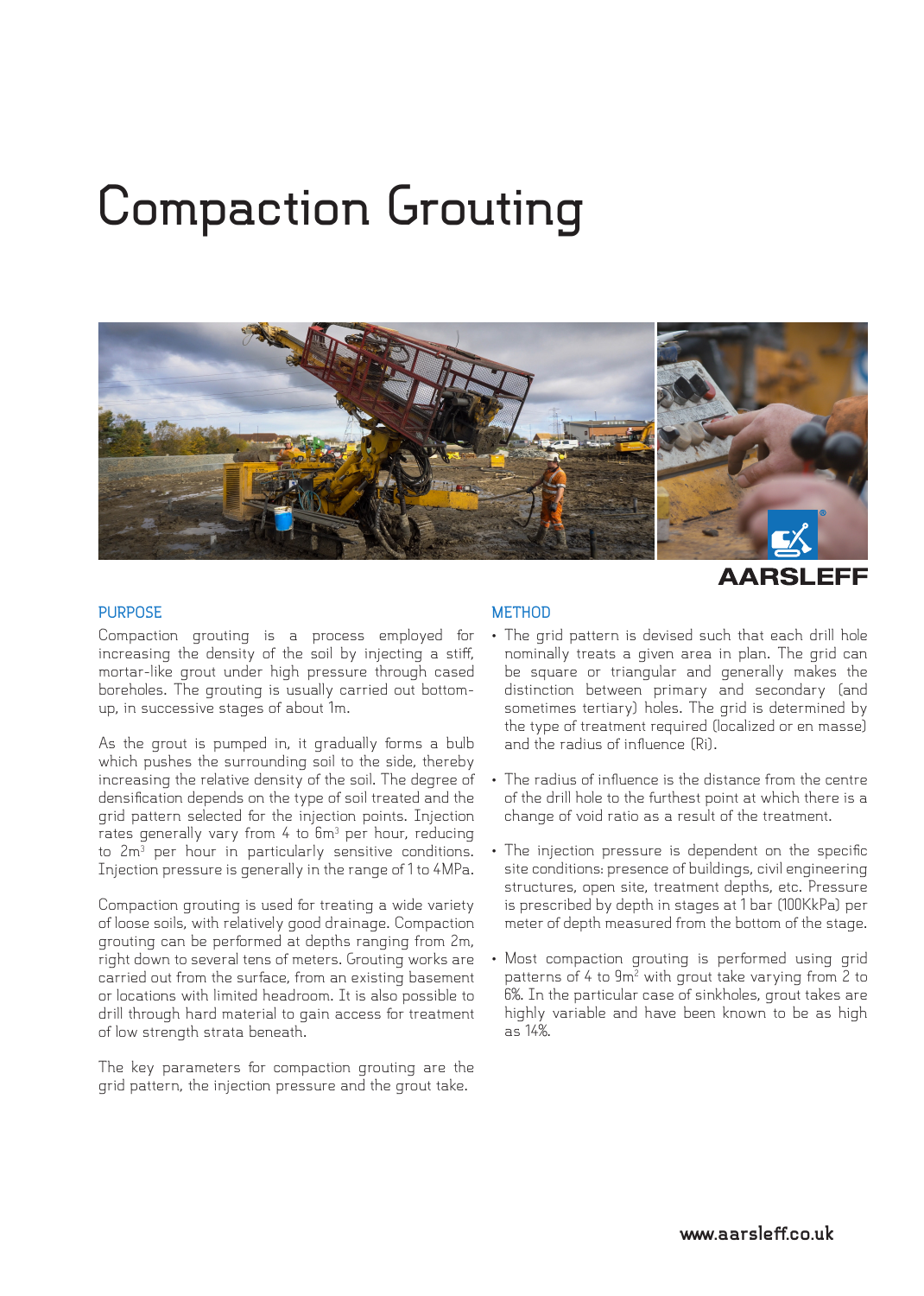# Compaction Grouting

## PURPOSE

Compaction grouting is a process employed for increasing the density of the soil by injecting a stiff, mortar-like grout under high pressure through cased boreholes. The grouting is usually carried out bottom-up, in successive stages of about 1m.

As the grout is pumped in, it gradually forms a bulb which pushes the surrounding soil to the side, thereby increasing the relative density of the soil. The degree of densification depends on the type of soil treated and the grid pattern selected for the injection points. Injection rates generally vary from 4 to 6m$^3$ per hour, reducing to 2m$^3$ per hour in particularly sensitive conditions. Injection pressure is generally in the range of 1 to 4MPa.

Compaction grouting is used for treating a wide variety of loose soils, with relatively good drainage. Compaction grouting can be performed at depths ranging from 2m, right down to several tens of meters. Grouting works are carried out from the surface, from an existing basement or locations with limited headroom. It is also possible to drill through hard material to gain access for treatment of low strength strata beneath.

The key parameters for compaction grouting are the grid pattern, the injection pressure and the grout take.

## METHOD

- The grid pattern is devised such that each drill hole nominally treats a given area in plan. The grid can be square or triangular and generally makes the distinction between primary and secondary (and sometimes tertiary) holes. The grid is determined by the type of treatment required (localized or en masse) and the radius of influence (Ri).

- The radius of influence is the distance from the centre of the drill hole to the furthest point at which there is a change of void ratio as a result of the treatment.

- The injection pressure is dependent on the specific site conditions: presence of buildings, civil engineering structures, open site, treatment depths, etc. Pressure is prescribed by depth in stages at 1 bar (100KkPa) per meter of depth measured from the bottom of the stage.

- Most compaction grouting is performed using grid patterns of 4 to 9m$^2$ with grout take varying from 2 to 6%. In the particular case of sinkholes, grout takes are highly variable and have been known to be as high as 14%.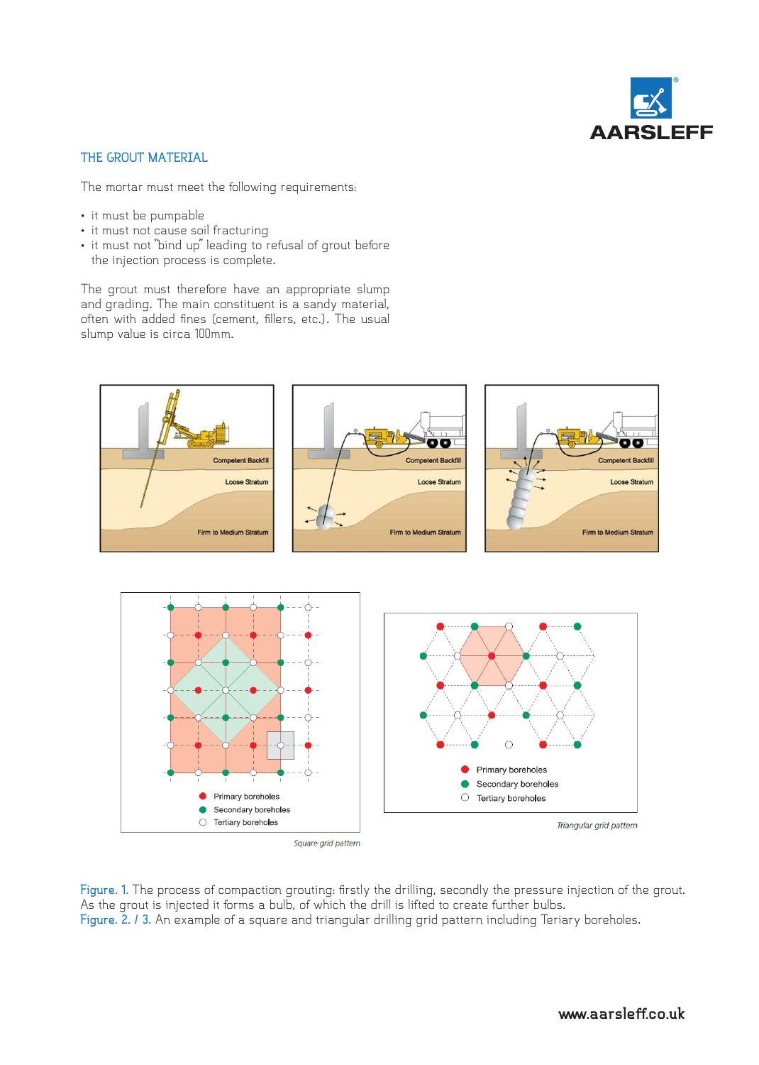## THE GROUT MATERIAL

The mortar must meet the following requirements:

- it must be pumpable
- it must not cause soil fracturing
- it must not "bind up" leading to refusal of grout before the injection process is complete.

The grout must therefore have an appropriate slump and grading. The main constituent is a sandy material, often with added fines (cement, fillers, etc.). The usual slump value is circa 100mm.

Competent Backfill
Loose Stratum
Firm to Medium Stratum

Competent Backfill
Loose Stratum
Firm to Medium Stratum

Competent Backfill
Loose Stratum
Firm to Medium Stratum

Primary boreholes
Secondary boreholes
Tertiary boreholes

*Square grid pattern*

Primary boreholes
Secondary boreholes
Tertiary boreholes

*Triangular grid pattern*

Figure. 1. The process of compaction grouting: firstly the drilling, secondly the pressure injection of the grout. As the grout is injected it forms a bulb, of which the drill is lifted to create further bulbs.
Figure. 2. / 3. An example of a square and triangular drilling grid pattern including Teriary boreholes.

www.aarsleff.co.uk